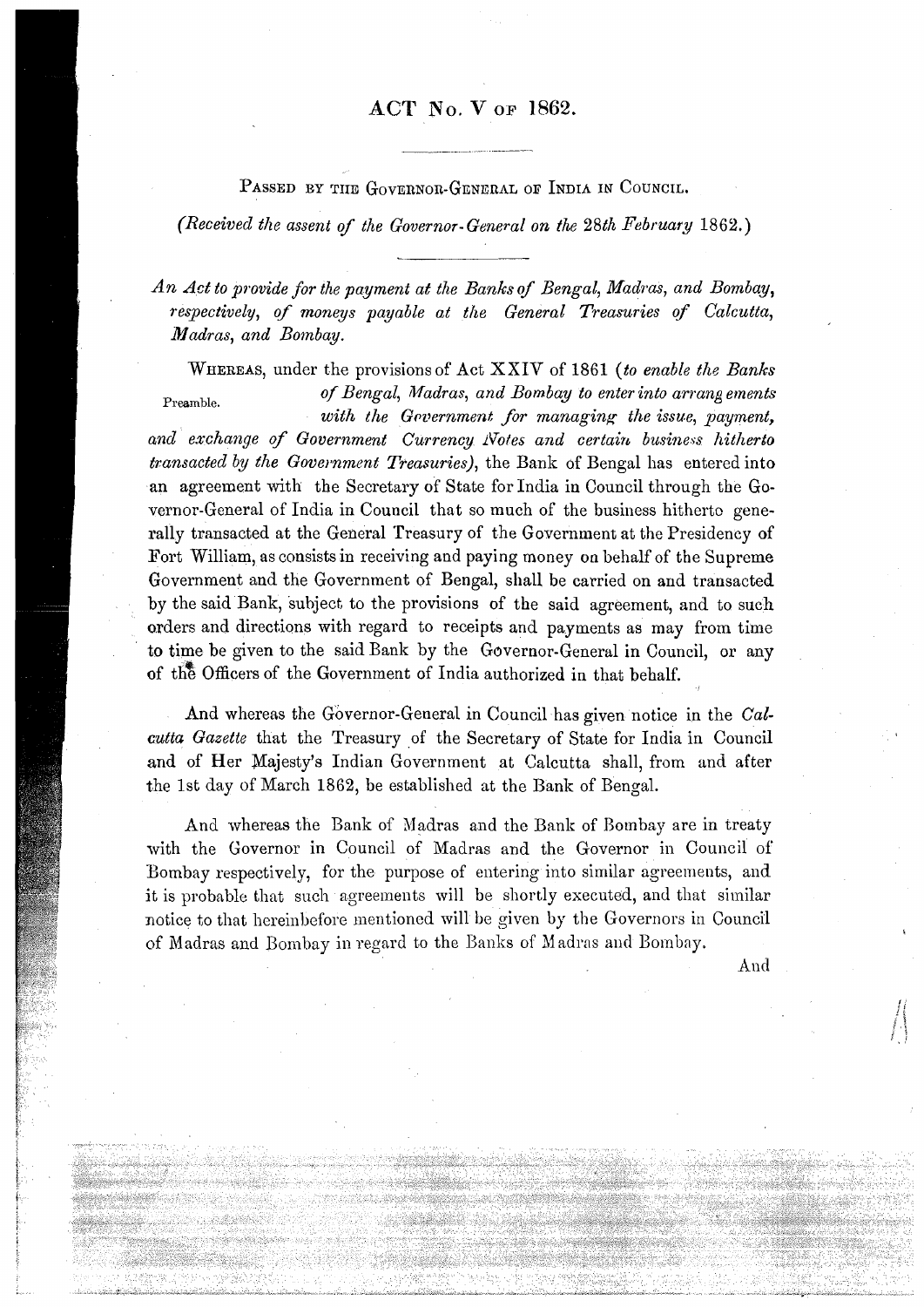# ACT No. V of 1862.

PASSED BY THE GOVERNOR-GENERAL OF INDIA IN COUNCIL.

*(Received the assent of the Governor-General on the 28th February 1862.)*

*An Act to provide for the payment at the Banks of Bengal, Madras, and Bombay, respectively, of moneys payable at the General Treasuries of Calcutta, Madras, and Bombay.*

Preamble.

WHEREAS, under the provisions of Act XXIV of 1861 (*to enable the Banks of Bengal, Madras, and Bombay to enter into arrangements with the Government for managing the issue, payment, and exchange of Government Currency Notes and certain business hitherto transacted by the Government Treasuries*), the Bank of Bengal has entered into an agreement with the Secretary of State for India in Council through the Governor-General of India in Council that so much of the business hitherto generally transacted at the General Treasury of the Government at the Presidency of Fort William, as consists in receiving and paying money on behalf of the Supreme Government and the Government of Bengal, shall be carried on and transacted by the said Bank, subject to the provisions of the said agreement, and to such orders and directions with regard to receipts and payments as may from time to time be given to the said Bank by the Governor-General in Council, or any of the Officers of the Government of India authorized in that behalf.

And whereas the Governor-General in Council has given notice in the *Calcutta Gazette* that the Treasury of the Secretary of State for India in Council and of Her Majesty's Indian Government at Calcutta shall, from and after the 1st day of March 1862, be established at the Bank of Bengal.

And whereas the Bank of Madras and the Bank of Bombay are in treaty with the Governor in Council of Madras and the Governor in Council of Bombay respectively, for the purpose of entering into similar agreements, and it is probable that such agreements will be shortly executed, and that similar notice to that hereinbefore mentioned will be given by the Governors in Council of Madras and Bombay in regard to the Banks of Madras and Bombay.

And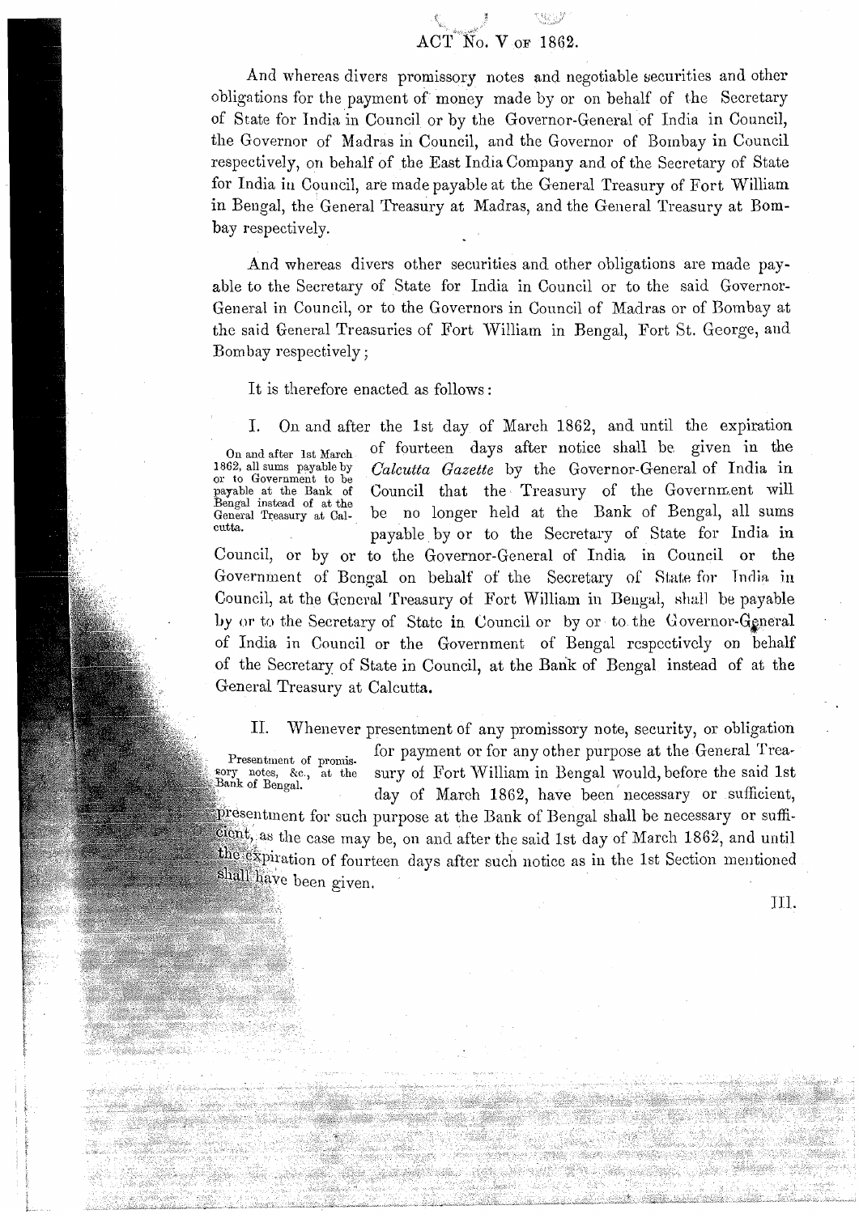# ACT No. V OF 1862.

And whereas divers promissory notes and negotiable securities and other obligations for the payment of money made by or on behalf of the Secretary of State for India in Council or by the Governor-General of India in Council, the Governor of Madras in Council, and the Governor of Bombay in Council respectively, on behalf of the East India Company and of the Secretary of State for India in Council, are made payable at the General Treasury of Fort William in Bengal, the General Treasury at Madras, and the General Treasury at Bombay respectively.

And whereas divers other securities and other obligations are made payable to the Secretary of State for India in Council or to the said Governor-General in Council, or to the Governors in Council of Madras or of Bombay at the said General Treasuries of Fort William in Bengal, Fort St. George, and Bombay respectively;

It is therefore enacted as follows:

*On and after 1st March 1862, all sums payable by or to Government to be payable at the Bank of Bengal instead of at the General Treasury at Calcutta.*

I. On and after the 1st day of March 1862, and until the expiration of fourteen days after notice shall be given in the *Calcutta Gazette* by the Governor-General of India in Council that the Treasury of the Government will be no longer held at the Bank of Bengal, all sums payable by or to the Secretary of State for India in Council, or by or to the Governor-General of India in Council or the Government of Bengal on behalf of the Secretary of State for India in Council, at the General Treasury of Fort William in Bengal, shall be payable by or to the Secretary of State in Council or by or to the Governor-General of India in Council or the Government of Bengal respectively on behalf of the Secretary of State in Council, at the Bank of Bengal instead of at the General Treasury at Calcutta.

*Presentment of promissory notes, &c., at the Bank of Bengal.*

II. Whenever presentment of any promissory note, security, or obligation for payment or for any other purpose at the General Treasury of Fort William in Bengal would, before the said 1st day of March 1862, have been necessary or sufficient, presentment for such purpose at the Bank of Bengal shall be necessary or sufficient, as the case may be, on and after the said 1st day of March 1862, and until the expiration of fourteen days after such notice as in the 1st Section mentioned shall have been given.

III.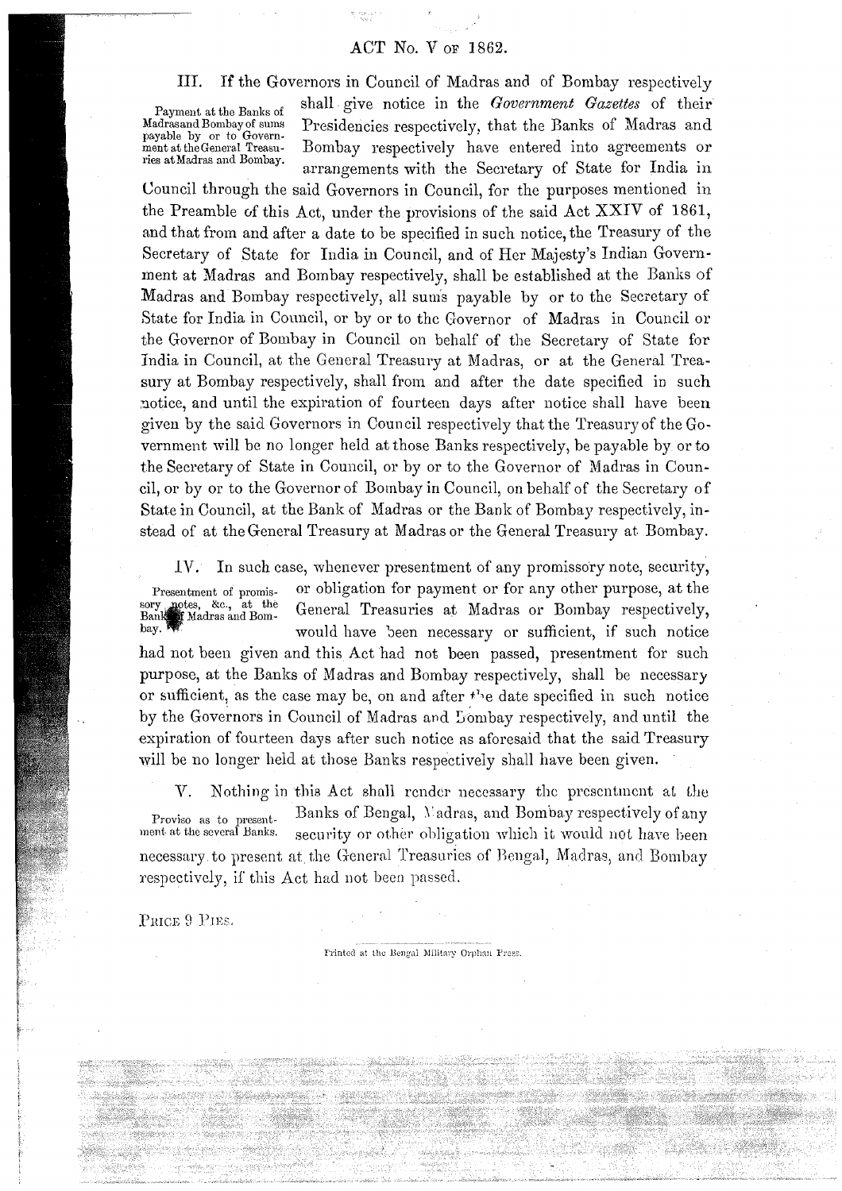## ACT No. V of 1862.

III. If the Governors in Council of Madras and of Bombay respectively shall give notice in the *Government Gazettes* of their Presidencies respectively, that the Banks of Madras and Bombay respectively have entered into agreements or arrangements with the Secretary of State for India in Council through the said Governors in Council, for the purposes mentioned in the Preamble of this Act, under the provisions of the said Act XXIV of 1861, and that from and after a date to be specified in such notice, the Treasury of the Secretary of State for India in Council, and of Her Majesty's Indian Government at Madras and Bombay respectively, shall be established at the Banks of Madras and Bombay respectively, all sums payable by or to the Secretary of State for India in Council, or by or to the Governor of Madras in Council or the Governor of Bombay in Council on behalf of the Secretary of State for India in Council, at the General Treasury at Madras, or at the General Treasury at Bombay respectively, shall from and after the date specified in such notice, and until the expiration of fourteen days after notice shall have been given by the said Governors in Council respectively that the Treasury of the Government will be no longer held at those Banks respectively, be payable by or to the Secretary of State in Council, or by or to the Governor of Madras in Council, or by or to the Governor of Bombay in Council, on behalf of the Secretary of State in Council, at the Bank of Madras or the Bank of Bombay respectively, instead of at the General Treasury at Madras or the General Treasury at Bombay.

*Payment at the Banks of Madras and Bombay of sums payable by or to Government at the General Treasuries at Madras and Bombay.*

IV. In such case, whenever presentment of any promissory note, security, or obligation for payment or for any other purpose, at the General Treasuries at Madras or Bombay respectively, would have been necessary or sufficient, if such notice had not been given and this Act had not been passed, presentment for such purpose, at the Banks of Madras and Bombay respectively, shall be necessary or sufficient, as the case may be, on and after the date specified in such notice by the Governors in Council of Madras and Bombay respectively, and until the expiration of fourteen days after such notice as aforesaid that the said Treasury will be no longer held at those Banks respectively shall have been given.

*Presentment of promissory notes, &c., at the Banks of Madras and Bombay.*

V. Nothing in this Act shall render necessary the presentment at the Banks of Bengal, Madras, and Bombay respectively of any security or other obligation which it would not have been necessary to present at the General Treasuries of Bengal, Madras, and Bombay respectively, if this Act had not been passed.

*Proviso as to presentment at the several Banks.*

PRICE 9 PIES.

Printed at the Bengal Military Orphan Press.